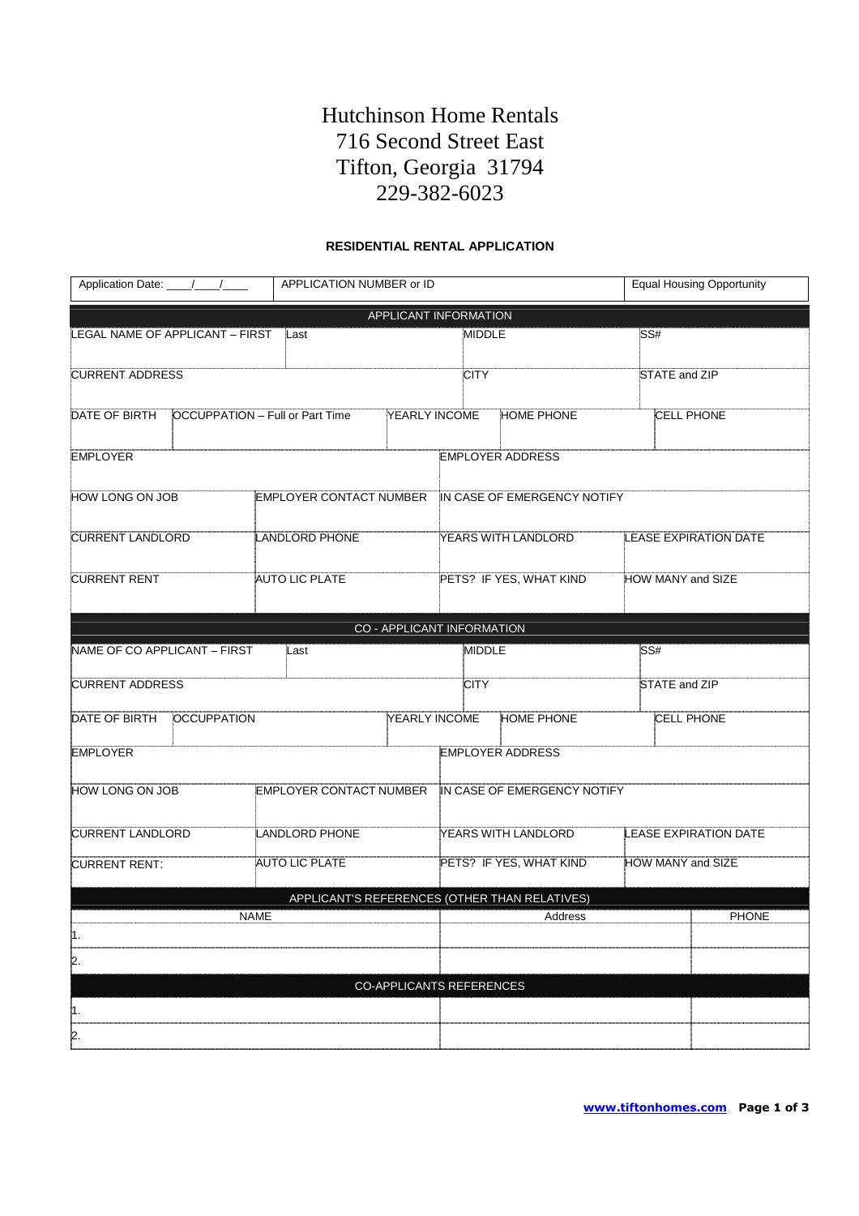# Hutchinson Home Rentals
716 Second Street East
Tifton, Georgia 31794
229-382-6023

## RESIDENTIAL RENTAL APPLICATION

| Application Date: ____/____/____ | APPLICATION NUMBER or ID | Equal Housing Opportunity |
|---|---|---|

| APPLICANT INFORMATION | | | |
|---|---|---|---|
| LEGAL NAME OF APPLICANT – FIRST / Last | MIDDLE | SS# | |
| CURRENT ADDRESS | CITY | STATE and ZIP | |
| DATE OF BIRTH / OCCUPPATION – Full or Part Time | YEARLY INCOME | HOME PHONE | CELL PHONE |
| EMPLOYER | EMPLOYER ADDRESS | | |
| HOW LONG ON JOB | EMPLOYER CONTACT NUMBER | IN CASE OF EMERGENCY NOTIFY | |
| CURRENT LANDLORD | LANDLORD PHONE | YEARS WITH LANDLORD | LEASE EXPIRATION DATE |
| CURRENT RENT | AUTO LIC PLATE | PETS? IF YES, WHAT KIND | HOW MANY and SIZE |

| CO - APPLICANT INFORMATION | | | |
|---|---|---|---|
| NAME OF CO APPLICANT – FIRST / Last | MIDDLE | SS# | |
| CURRENT ADDRESS | CITY | STATE and ZIP | |
| DATE OF BIRTH / OCCUPPATION | YEARLY INCOME | HOME PHONE | CELL PHONE |
| EMPLOYER | EMPLOYER ADDRESS | | |
| HOW LONG ON JOB | EMPLOYER CONTACT NUMBER | IN CASE OF EMERGENCY NOTIFY | |
| CURRENT LANDLORD | LANDLORD PHONE | YEARS WITH LANDLORD | LEASE EXPIRATION DATE |
| CURRENT RENT: | AUTO LIC PLATE | PETS? IF YES, WHAT KIND | HOW MANY and SIZE |

| APPLICANT'S REFERENCES (OTHER THAN RELATIVES) | | |
|---|---|---|
| NAME | Address | PHONE |
| 1. | | |
| 2. | | |
| **CO-APPLICANTS REFERENCES** | | |
| 1. | | |
| 2. | | |

www.tiftonhomes.com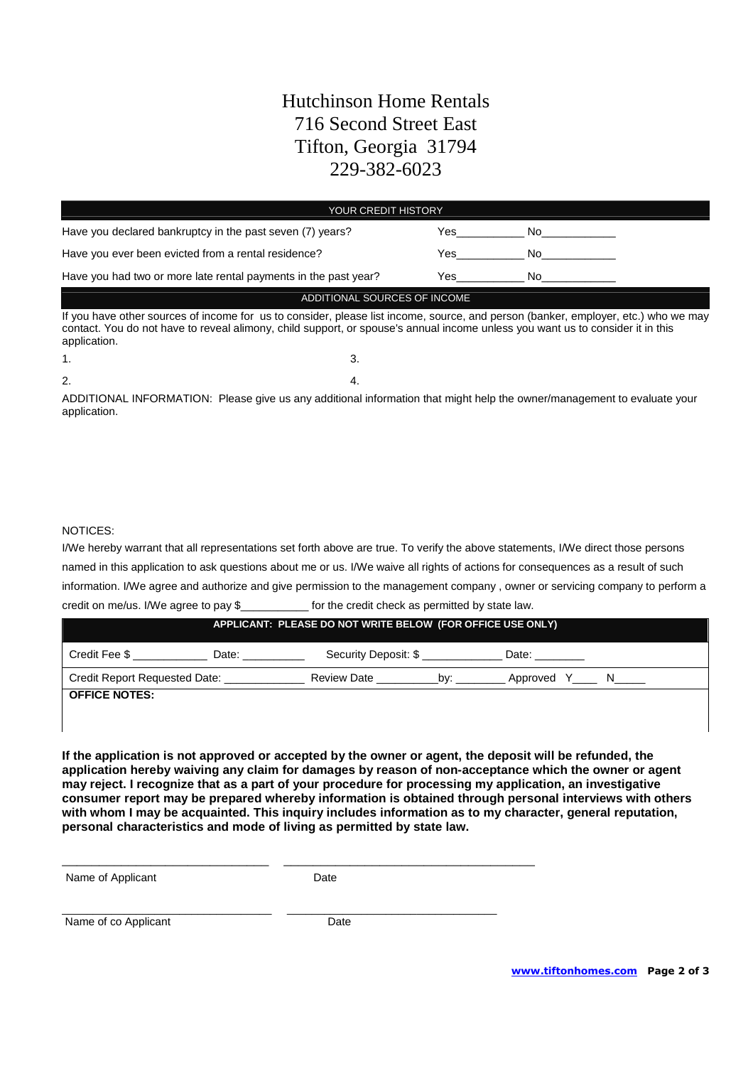# Hutchinson Home Rentals
716 Second Street East
Tifton, Georgia 31794
229-382-6023

## YOUR CREDIT HISTORY

| | | |
|---|---|---|
| Have you declared bankruptcy in the past seven (7) years? | Yes__________ | No____________ |
| Have you ever been evicted from a rental residence? | Yes__________ | No____________ |
| Have you had two or more late rental payments in the past year? | Yes__________ | No____________ |

## ADDITIONAL SOURCES OF INCOME

If you have other sources of income for us to consider, please list income, source, and person (banker, employer, etc.) who we may contact. You do not have to reveal alimony, child support, or spouse's annual income unless you want us to consider it in this application.

1.

2.

3.

4.

ADDITIONAL INFORMATION: Please give us any additional information that might help the owner/management to evaluate your application.

NOTICES:

I/We hereby warrant that all representations set forth above are true. To verify the above statements, I/We direct those persons named in this application to ask questions about me or us. I/We waive all rights of actions for consequences as a result of such information. I/We agree and authorize and give permission to the management company , owner or servicing company to perform a credit on me/us. I/We agree to pay $__________ for the credit check as permitted by state law.

**APPLICANT: PLEASE DO NOT WRITE BELOW (FOR OFFICE USE ONLY)**

Credit Fee $ ___________ Date: _________ Security Deposit: $ ____________ Date: ________

Credit Report Requested Date: ____________ Review Date _________by: ________ Approved Y____ N_____

**OFFICE NOTES:**

**If the application is not approved or accepted by the owner or agent, the deposit will be refunded, the application hereby waiving any claim for damages by reason of non-acceptance which the owner or agent may reject. I recognize that as a part of your procedure for processing my application, an investigative consumer report may be prepared whereby information is obtained through personal interviews with others with whom I may be acquainted. This inquiry includes information as to my character, general reputation, personal characteristics and mode of living as permitted by state law.**

_______________________________ _______________________________

Name of Applicant Date

_______________________________ _______________________________

Name of co Applicant Date

www.tiftonhomes.com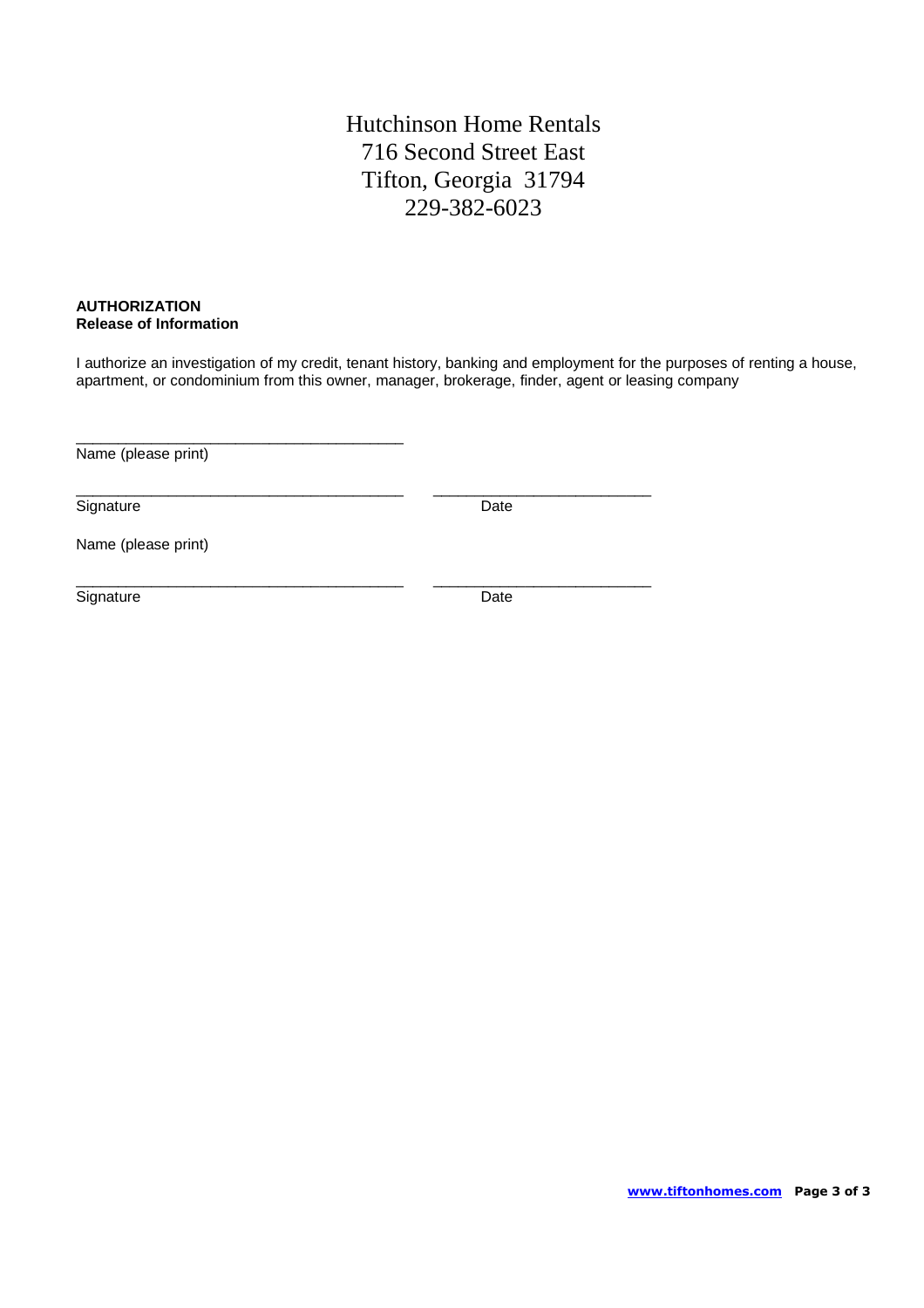Hutchinson Home Rentals
716 Second Street East
Tifton, Georgia 31794
229-382-6023

**AUTHORIZATION**
**Release of Information**

I authorize an investigation of my credit, tenant history, banking and employment for the purposes of renting a house, apartment, or condominium from this owner, manager, brokerage, finder, agent or leasing company

\_\_\_\_\_\_\_\_\_\_\_\_\_\_\_\_\_\_\_\_\_\_\_\_\_\_\_\_\_\_\_\_\_\_\_\_\_\_\_\_
Name (please print)

\_\_\_\_\_\_\_\_\_\_\_\_\_\_\_\_\_\_\_\_\_\_\_\_\_\_\_\_\_\_\_\_\_\_\_\_\_\_\_\_ \_\_\_\_\_\_\_\_\_\_\_\_\_\_\_\_\_\_\_\_\_\_\_\_\_\_\_
Signature Date

Name (please print)

\_\_\_\_\_\_\_\_\_\_\_\_\_\_\_\_\_\_\_\_\_\_\_\_\_\_\_\_\_\_\_\_\_\_\_\_\_\_\_\_ \_\_\_\_\_\_\_\_\_\_\_\_\_\_\_\_\_\_\_\_\_\_\_\_\_\_\_
Signature Date

www.tiftonhomes.com